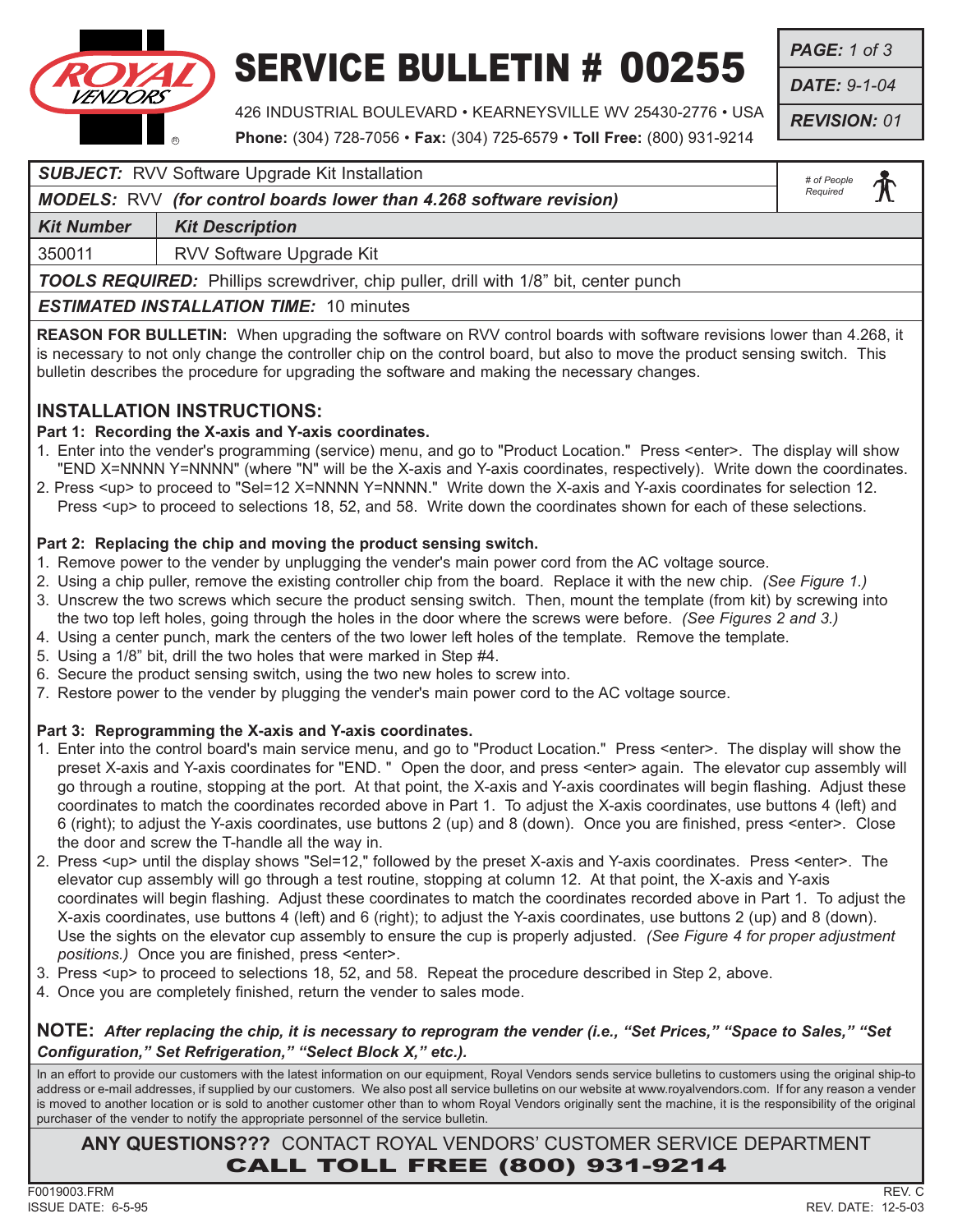# SERVICE BULLETIN # 00255

**ROYAL VENDORS**

426 INDUSTRIAL BOULEVARD • KEARNEYSVILLE WV 25430-2776 • USA
**Phone:** (304) 728-7056 • **Fax:** (304) 725-6579 • **Toll Free:** (800) 931-9214

***PAGE:*** *1 of 3*
***DATE:*** *9-1-04*
***REVISION:*** *01*

***SUBJECT:*** RVV Software Upgrade Kit Installation

***MODELS:*** RVV ***(for control boards lower than 4.268 software revision)***

*# of People Required*

| *Kit Number* | *Kit Description* |
|---|---|
| 350011 | RVV Software Upgrade Kit |

***TOOLS REQUIRED:*** Phillips screwdriver, chip puller, drill with 1/8" bit, center punch

***ESTIMATED INSTALLATION TIME:*** 10 minutes

**REASON FOR BULLETIN:** When upgrading the software on RVV control boards with software revisions lower than 4.268, it is necessary to not only change the controller chip on the control board, but also to move the product sensing switch. This bulletin describes the procedure for upgrading the software and making the necessary changes.

## INSTALLATION INSTRUCTIONS:

### Part 1: Recording the X-axis and Y-axis coordinates.

1. Enter into the vender's programming (service) menu, and go to "Product Location." Press <enter>. The display will show "END X=NNNN Y=NNNN" (where "N" will be the X-axis and Y-axis coordinates, respectively). Write down the coordinates.
2. Press <up> to proceed to "Sel=12 X=NNNN Y=NNNN." Write down the X-axis and Y-axis coordinates for selection 12. Press <up> to proceed to selections 18, 52, and 58. Write down the coordinates shown for each of these selections.

### Part 2: Replacing the chip and moving the product sensing switch.

1. Remove power to the vender by unplugging the vender's main power cord from the AC voltage source.
2. Using a chip puller, remove the existing controller chip from the board. Replace it with the new chip. *(See Figure 1.)*
3. Unscrew the two screws which secure the product sensing switch. Then, mount the template (from kit) by screwing into the two top left holes, going through the holes in the door where the screws were before. *(See Figures 2 and 3.)*
4. Using a center punch, mark the centers of the two lower left holes of the template. Remove the template.
5. Using a 1/8" bit, drill the two holes that were marked in Step #4.
6. Secure the product sensing switch, using the two new holes to screw into.
7. Restore power to the vender by plugging the vender's main power cord to the AC voltage source.

### Part 3: Reprogramming the X-axis and Y-axis coordinates.

1. Enter into the control board's main service menu, and go to "Product Location." Press <enter>. The display will show the preset X-axis and Y-axis coordinates for "END. " Open the door, and press <enter> again. The elevator cup assembly will go through a routine, stopping at the port. At that point, the X-axis and Y-axis coordinates will begin flashing. Adjust these coordinates to match the coordinates recorded above in Part 1. To adjust the X-axis coordinates, use buttons 4 (left) and 6 (right); to adjust the Y-axis coordinates, use buttons 2 (up) and 8 (down). Once you are finished, press <enter>. Close the door and screw the T-handle all the way in.
2. Press <up> until the display shows "Sel=12," followed by the preset X-axis and Y-axis coordinates. Press <enter>. The elevator cup assembly will go through a test routine, stopping at column 12. At that point, the X-axis and Y-axis coordinates will begin flashing. Adjust these coordinates to match the coordinates recorded above in Part 1. To adjust the X-axis coordinates, use buttons 4 (left) and 6 (right); to adjust the Y-axis coordinates, use buttons 2 (up) and 8 (down). Use the sights on the elevator cup assembly to ensure the cup is properly adjusted. *(See Figure 4 for proper adjustment positions.)* Once you are finished, press <enter>.
3. Press <up> to proceed to selections 18, 52, and 58. Repeat the procedure described in Step 2, above.
4. Once you are completely finished, return the vender to sales mode.

**NOTE:** ***After replacing the chip, it is necessary to reprogram the vender (i.e., "Set Prices," "Space to Sales," "Set Configuration," Set Refrigeration," "Select Block X," etc.).***

In an effort to provide our customers with the latest information on our equipment, Royal Vendors sends service bulletins to customers using the original ship-to address or e-mail addresses, if supplied by our customers. We also post all service bulletins on our website at www.royalvendors.com. If for any reason a vender is moved to another location or is sold to another customer other than to whom Royal Vendors originally sent the machine, it is the responsibility of the original purchaser of the vender to notify the appropriate personnel of the service bulletin.

**ANY QUESTIONS???** CONTACT ROYAL VENDORS' CUSTOMER SERVICE DEPARTMENT
**CALL TOLL FREE (800) 931-9214**

F0019003.FRM
ISSUE DATE: 6-5-95
REV. C
REV. DATE: 12-5-03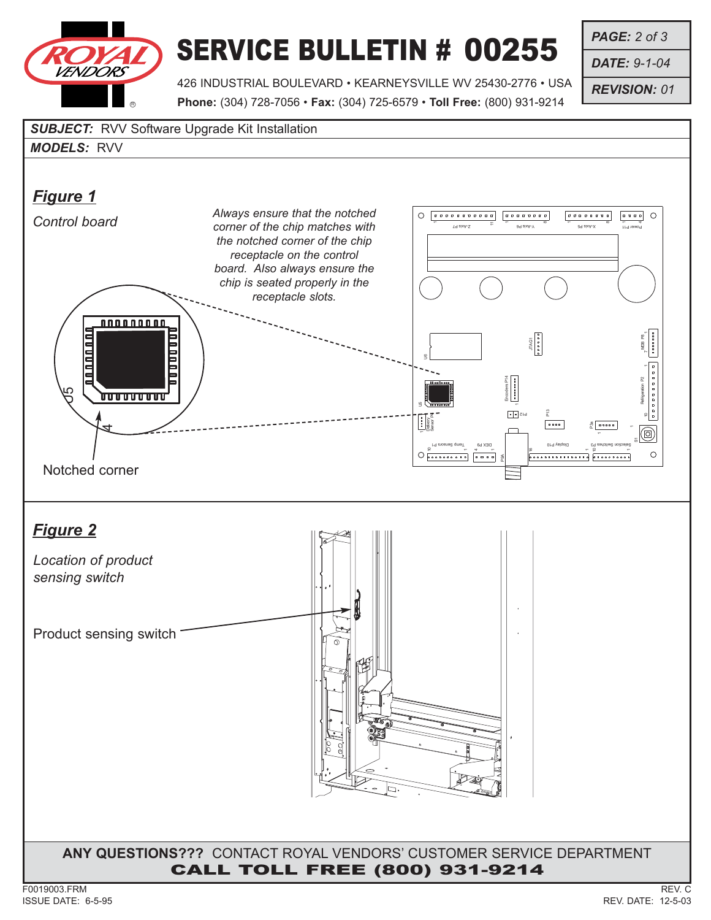**SUBJECT:** RVV Software Upgrade Kit Installation

**MODELS:** RVV

## Figure 1

*Control board*

*Always ensure that the notched corner of the chip matches with the notched corner of the chip receptacle on the control board. Also always ensure the chip is seated properly in the receptacle slots.*

Notched corner

## Figure 2

*Location of product sensing switch*

Product sensing switch

**ANY QUESTIONS???** CONTACT ROYAL VENDORS' CUSTOMER SERVICE DEPARTMENT

**CALL TOLL FREE (800) 931-9214**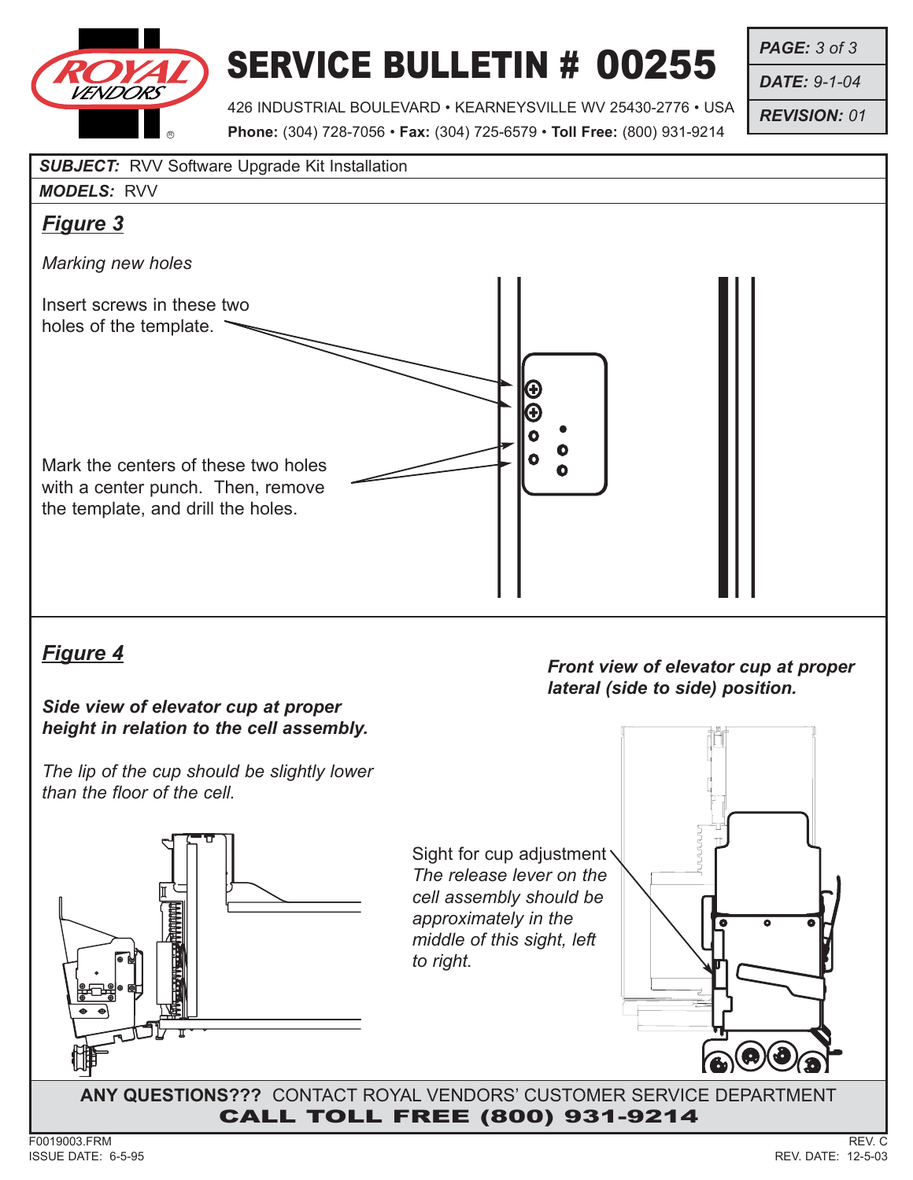# SERVICE BULLETIN # 00255

426 INDUSTRIAL BOULEVARD • KEARNEYSVILLE WV 25430-2776 • USA
**Phone:** (304) 728-7056 • **Fax:** (304) 725-6579 • **Toll Free:** (800) 931-9214

***DATE:*** *9-1-04*
***REVISION:*** *01*

***SUBJECT:*** RVV Software Upgrade Kit Installation
***MODELS:*** RVV

## Figure 3

*Marking new holes*

Insert screws in these two holes of the template.

Mark the centers of these two holes with a center punch. Then, remove the template, and drill the holes.

## Figure 4

***Side view of elevator cup at proper height in relation to the cell assembly.***

*The lip of the cup should be slightly lower than the floor of the cell.*

***Front view of elevator cup at proper lateral (side to side) position.***

Sight for cup adjustment
*The release lever on the cell assembly should be approximately in the middle of this sight, left to right.*

**ANY QUESTIONS???** CONTACT ROYAL VENDORS' CUSTOMER SERVICE DEPARTMENT
**CALL TOLL FREE (800) 931-9214**

F0019003.FRM
ISSUE DATE: 6-5-95

REV. C
REV. DATE: 12-5-03